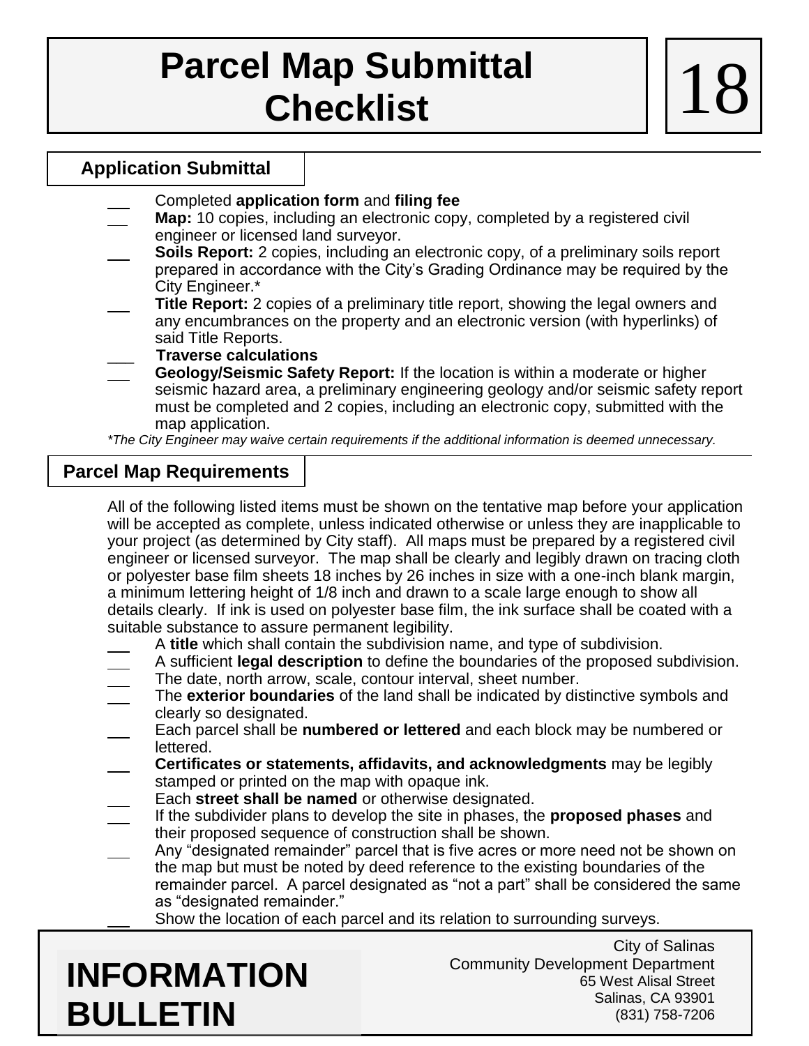# Parcel Map Submittal Checklist

# 18

## Application Submittal

- ___ Completed **application form** and **filing fee**
- ___ **Map:** 10 copies, including an electronic copy, completed by a registered civil engineer or licensed land surveyor.
- ___ **Soils Report:** 2 copies, including an electronic copy, of a preliminary soils report prepared in accordance with the City's Grading Ordinance may be required by the City Engineer.*
- ___ **Title Report:** 2 copies of a preliminary title report, showing the legal owners and any encumbrances on the property and an electronic version (with hyperlinks) of said Title Reports.
- ___ **Traverse calculations**
- ___ **Geology/Seismic Safety Report:** If the location is within a moderate or higher seismic hazard area, a preliminary engineering geology and/or seismic safety report must be completed and 2 copies, including an electronic copy, submitted with the map application.

*\*The City Engineer may waive certain requirements if the additional information is deemed unnecessary.*

## Parcel Map Requirements

All of the following listed items must be shown on the tentative map before your application will be accepted as complete, unless indicated otherwise or unless they are inapplicable to your project (as determined by City staff). All maps must be prepared by a registered civil engineer or licensed surveyor. The map shall be clearly and legibly drawn on tracing cloth or polyester base film sheets 18 inches by 26 inches in size with a one-inch blank margin, a minimum lettering height of 1/8 inch and drawn to a scale large enough to show all details clearly. If ink is used on polyester base film, the ink surface shall be coated with a suitable substance to assure permanent legibility.

- ___ A **title** which shall contain the subdivision name, and type of subdivision.
- ___ A sufficient **legal description** to define the boundaries of the proposed subdivision.
- ___ The date, north arrow, scale, contour interval, sheet number.
- ___ The **exterior boundaries** of the land shall be indicated by distinctive symbols and clearly so designated.
- ___ Each parcel shall be **numbered or lettered** and each block may be numbered or lettered.
- ___ **Certificates or statements, affidavits, and acknowledgments** may be legibly stamped or printed on the map with opaque ink.
- ___ Each **street shall be named** or otherwise designated.
- ___ If the subdivider plans to develop the site in phases, the **proposed phases** and their proposed sequence of construction shall be shown.
- ___ Any "designated remainder" parcel that is five acres or more need not be shown on the map but must be noted by deed reference to the existing boundaries of the remainder parcel. A parcel designated as "not a part" shall be considered the same as "designated remainder."
- ___ Show the location of each parcel and its relation to surrounding surveys.

**INFORMATION BULLETIN**

City of Salinas
Community Development Department
65 West Alisal Street
Salinas, CA 93901
(831) 758-7206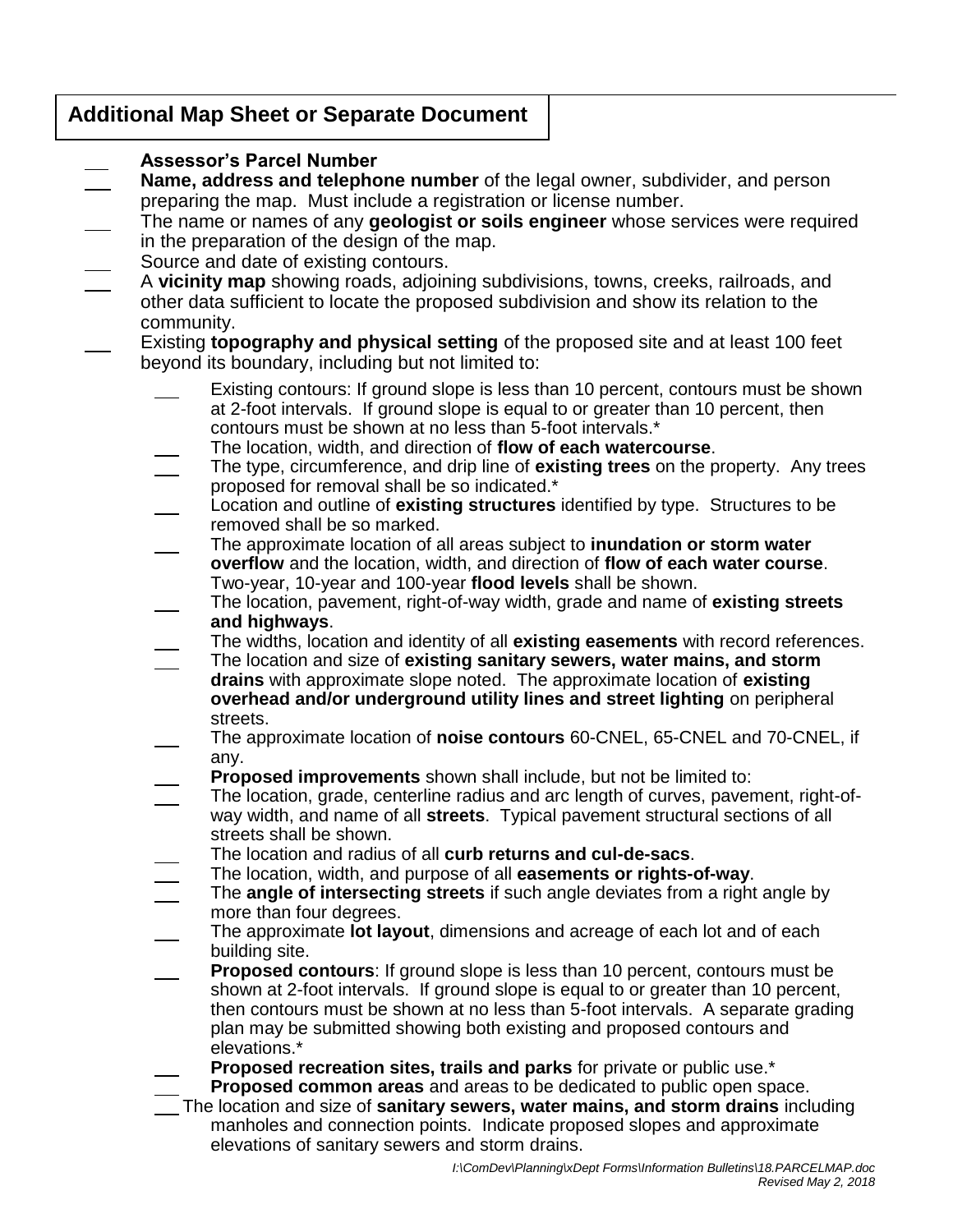## Additional Map Sheet or Separate Document

- ___ **Assessor's Parcel Number**
- ___ **Name, address and telephone number** of the legal owner, subdivider, and person preparing the map. Must include a registration or license number.
- ___ The name or names of any **geologist or soils engineer** whose services were required in the preparation of the design of the map.
- ___ Source and date of existing contours.
- ___ A **vicinity map** showing roads, adjoining subdivisions, towns, creeks, railroads, and other data sufficient to locate the proposed subdivision and show its relation to the community.
- ___ Existing **topography and physical setting** of the proposed site and at least 100 feet beyond its boundary, including but not limited to:
  - ___ Existing contours: If ground slope is less than 10 percent, contours must be shown at 2-foot intervals. If ground slope is equal to or greater than 10 percent, then contours must be shown at no less than 5-foot intervals.*
  - ___ The location, width, and direction of **flow of each watercourse**.
  - ___ The type, circumference, and drip line of **existing trees** on the property. Any trees proposed for removal shall be so indicated.*
  - ___ Location and outline of **existing structures** identified by type. Structures to be removed shall be so marked.
  - ___ The approximate location of all areas subject to **inundation or storm water overflow** and the location, width, and direction of **flow of each water course**. Two-year, 10-year and 100-year **flood levels** shall be shown.
  - ___ The location, pavement, right-of-way width, grade and name of **existing streets and highways**.
  - ___ The widths, location and identity of all **existing easements** with record references.
  - ___ The location and size of **existing sanitary sewers, water mains, and storm drains** with approximate slope noted. The approximate location of **existing overhead and/or underground utility lines and street lighting** on peripheral streets.
  - ___ The approximate location of **noise contours** 60-CNEL, 65-CNEL and 70-CNEL, if any.
  - ___ **Proposed improvements** shown shall include, but not be limited to:
  - ___ The location, grade, centerline radius and arc length of curves, pavement, right-of-way width, and name of all **streets**. Typical pavement structural sections of all streets shall be shown.
  - ___ The location and radius of all **curb returns and cul-de-sacs**.
  - ___ The location, width, and purpose of all **easements or rights-of-way**.
  - ___ The **angle of intersecting streets** if such angle deviates from a right angle by more than four degrees.
  - ___ The approximate **lot layout**, dimensions and acreage of each lot and of each building site.
  - ___ **Proposed contours**: If ground slope is less than 10 percent, contours must be shown at 2-foot intervals. If ground slope is equal to or greater than 10 percent, then contours must be shown at no less than 5-foot intervals. A separate grading plan may be submitted showing both existing and proposed contours and elevations.*
  - ___ **Proposed recreation sites, trails and parks** for private or public use.*
  - ___ **Proposed common areas** and areas to be dedicated to public open space.
  - ___ The location and size of **sanitary sewers, water mains, and storm drains** including manholes and connection points. Indicate proposed slopes and approximate elevations of sanitary sewers and storm drains.

*I:\ComDev\Planning\xDept Forms\Information Bulletins\18.PARCELMAP.doc*
*Revised May 2, 2018*